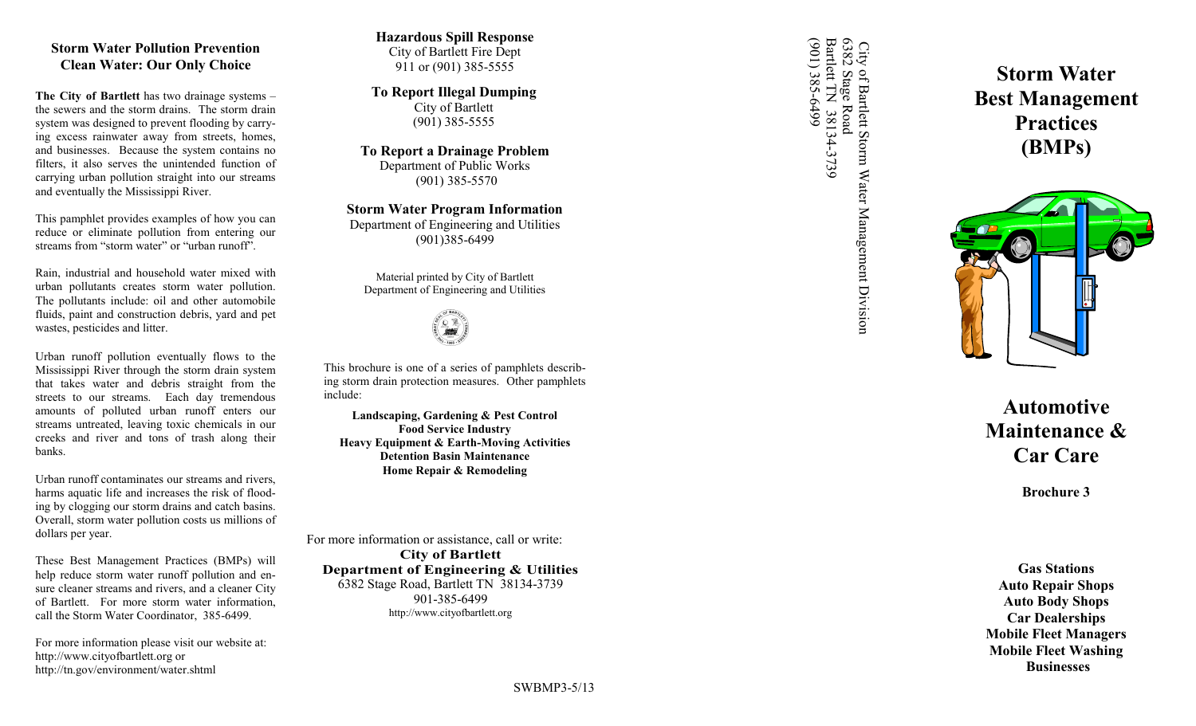## Storm Water Pollution Prevention
## Clean Water: Our Only Choice

**The City of Bartlett** has two drainage systems – the sewers and the storm drains. The storm drain system was designed to prevent flooding by carrying excess rainwater away from streets, homes, and businesses. Because the system contains no filters, it also serves the unintended function of carrying urban pollution straight into our streams and eventually the Mississippi River.

This pamphlet provides examples of how you can reduce or eliminate pollution from entering our streams from "storm water" or "urban runoff".

Rain, industrial and household water mixed with urban pollutants creates storm water pollution. The pollutants include: oil and other automobile fluids, paint and construction debris, yard and pet wastes, pesticides and litter.

Urban runoff pollution eventually flows to the Mississippi River through the storm drain system that takes water and debris straight from the streets to our streams. Each day tremendous amounts of polluted urban runoff enters our streams untreated, leaving toxic chemicals in our creeks and river and tons of trash along their banks.

Urban runoff contaminates our streams and rivers, harms aquatic life and increases the risk of flooding by clogging our storm drains and catch basins. Overall, storm water pollution costs us millions of dollars per year.

These Best Management Practices (BMPs) will help reduce storm water runoff pollution and ensure cleaner streams and rivers, and a cleaner City of Bartlett. For more storm water information, call the Storm Water Coordinator, 385-6499.

For more information please visit our website at:
http://www.cityofbartlett.org or
http://tn.gov/environment/water.shtml

**Hazardous Spill Response**
City of Bartlett Fire Dept
911 or (901) 385-5555

**To Report Illegal Dumping**
City of Bartlett
(901) 385-5555

**To Report a Drainage Problem**
Department of Public Works
(901) 385-5570

**Storm Water Program Information**
Department of Engineering and Utilities
(901)385-6499

Material printed by City of Bartlett
Department of Engineering and Utilities

This brochure is one of a series of pamphlets describing storm drain protection measures. Other pamphlets include:

**Landscaping, Gardening & Pest Control**
**Food Service Industry**
**Heavy Equipment & Earth-Moving Activities**
**Detention Basin Maintenance**
**Home Repair & Remodeling**

For more information or assistance, call or write:
**City of Bartlett**
**Department of Engineering & Utilities**
6382 Stage Road, Bartlett TN 38134-3739
901-385-6499
http://www.cityofbartlett.org

SWBMP3-5/13

City of Bartlett Storm Water Management Division
6382 Stage Road
Bartlett TN 38134-3739
(901) 385-6499

# Storm Water Best Management Practices (BMPs)

# Automotive Maintenance & Car Care

**Brochure 3**

**Gas Stations**
**Auto Repair Shops**
**Auto Body Shops**
**Car Dealerships**
**Mobile Fleet Managers**
**Mobile Fleet Washing Businesses**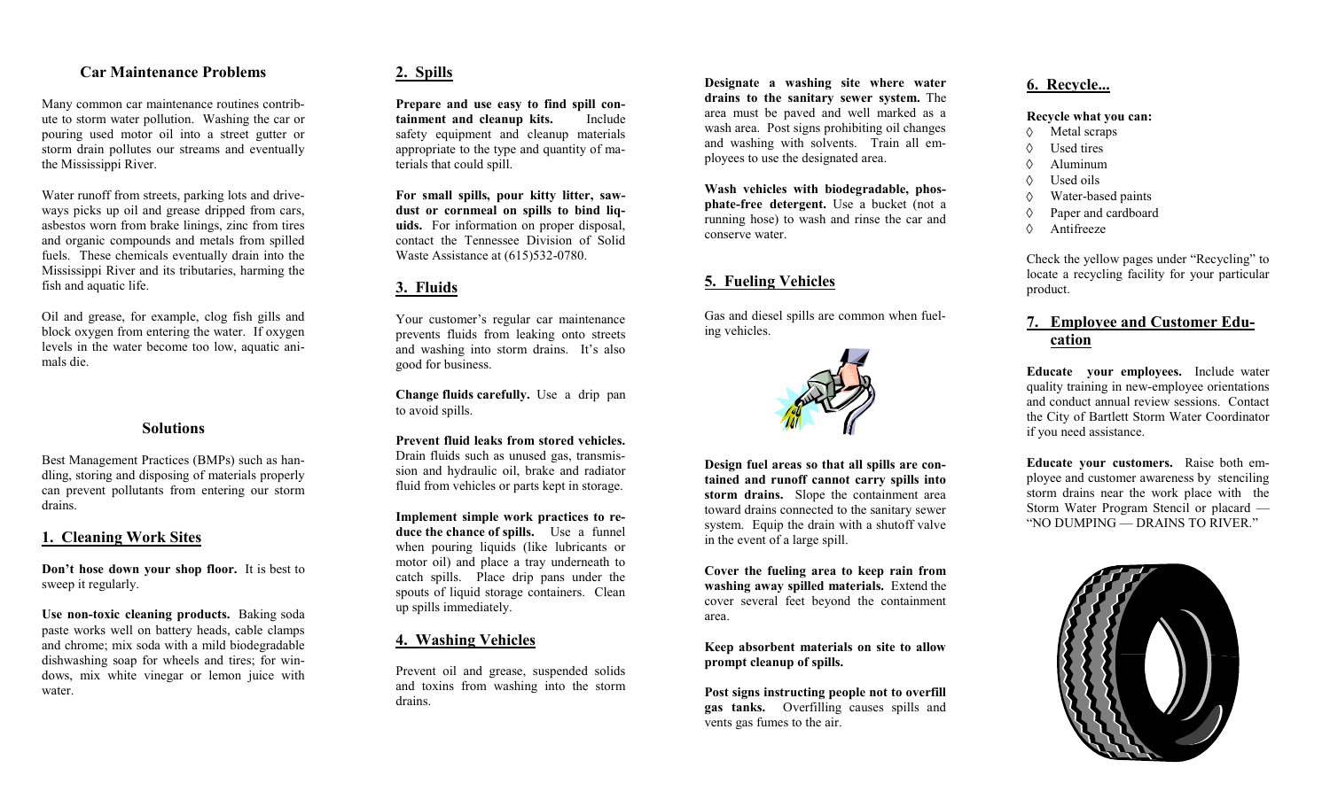## Car Maintenance Problems

Many common car maintenance routines contribute to storm water pollution. Washing the car or pouring used motor oil into a street gutter or storm drain pollutes our streams and eventually the Mississippi River.

Water runoff from streets, parking lots and driveways picks up oil and grease dripped from cars, asbestos worn from brake linings, zinc from tires and organic compounds and metals from spilled fuels. These chemicals eventually drain into the Mississippi River and its tributaries, harming the fish and aquatic life.

Oil and grease, for example, clog fish gills and block oxygen from entering the water. If oxygen levels in the water become too low, aquatic animals die.

## Solutions

Best Management Practices (BMPs) such as handling, storing and disposing of materials properly can prevent pollutants from entering our storm drains.

### 1. Cleaning Work Sites

**Don't hose down your shop floor.** It is best to sweep it regularly.

**Use non-toxic cleaning products.** Baking soda paste works well on battery heads, cable clamps and chrome; mix soda with a mild biodegradable dishwashing soap for wheels and tires; for windows, mix white vinegar or lemon juice with water.

### 2. Spills

**Prepare and use easy to find spill containment and cleanup kits.** Include safety equipment and cleanup materials appropriate to the type and quantity of materials that could spill.

**For small spills, pour kitty litter, sawdust or cornmeal on spills to bind liquids.** For information on proper disposal, contact the Tennessee Division of Solid Waste Assistance at (615)532-0780.

### 3. Fluids

Your customer's regular car maintenance prevents fluids from leaking onto streets and washing into storm drains. It's also good for business.

**Change fluids carefully.** Use a drip pan to avoid spills.

**Prevent fluid leaks from stored vehicles.** Drain fluids such as unused gas, transmission and hydraulic oil, brake and radiator fluid from vehicles or parts kept in storage.

**Implement simple work practices to reduce the chance of spills.** Use a funnel when pouring liquids (like lubricants or motor oil) and place a tray underneath to catch spills. Place drip pans under the spouts of liquid storage containers. Clean up spills immediately.

### 4. Washing Vehicles

Prevent oil and grease, suspended solids and toxins from washing into the storm drains.

**Designate a washing site where water drains to the sanitary sewer system.** The area must be paved and well marked as a wash area. Post signs prohibiting oil changes and washing with solvents. Train all employees to use the designated area.

**Wash vehicles with biodegradable, phosphate-free detergent.** Use a bucket (not a running hose) to wash and rinse the car and conserve water.

### 5. Fueling Vehicles

Gas and diesel spills are common when fueling vehicles.

**Design fuel areas so that all spills are contained and runoff cannot carry spills into storm drains.** Slope the containment area toward drains connected to the sanitary sewer system. Equip the drain with a shutoff valve in the event of a large spill.

**Cover the fueling area to keep rain from washing away spilled materials.** Extend the cover several feet beyond the containment area.

**Keep absorbent materials on site to allow prompt cleanup of spills.**

**Post signs instructing people not to overfill gas tanks.** Overfilling causes spills and vents gas fumes to the air.

### 6. Recycle...

**Recycle what you can:**

- Metal scraps
- Used tires
- Aluminum
- Used oils
- Water-based paints
- Paper and cardboard
- Antifreeze

Check the yellow pages under "Recycling" to locate a recycling facility for your particular product.

### 7. Employee and Customer Education

**Educate your employees.** Include water quality training in new-employee orientations and conduct annual review sessions. Contact the City of Bartlett Storm Water Coordinator if you need assistance.

**Educate your customers.** Raise both employee and customer awareness by stenciling storm drains near the work place with the Storm Water Program Stencil or placard — "NO DUMPING — DRAINS TO RIVER."